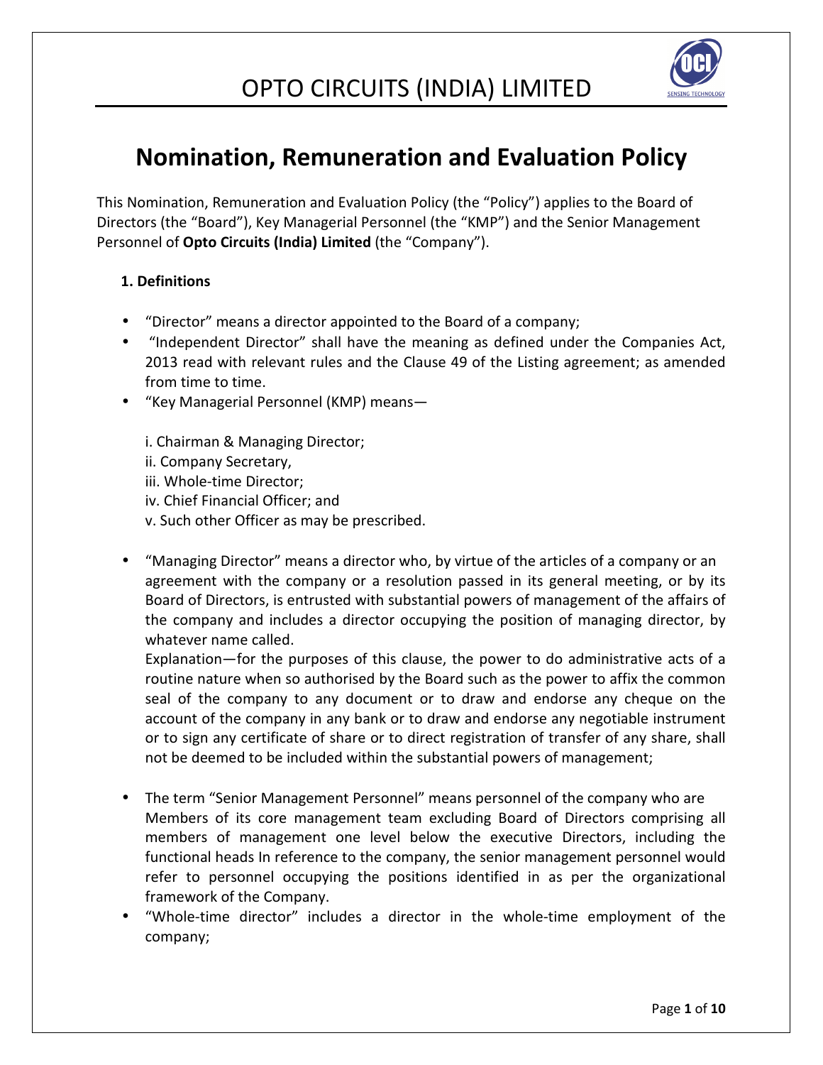# OPTO CIRCUITS (INDIA) LIMITED

## Nomination, Remuneration and Evaluation Policy

This Nomination, Remuneration and Evaluation Policy (the "Policy") applies to the Board of Directors (the "Board"), Key Managerial Personnel (the "KMP") and the Senior Management Personnel of **Opto Circuits (India) Limited** (the "Company").

### 1. Definitions

- "Director" means a director appointed to the Board of a company;
- "Independent Director" shall have the meaning as defined under the Companies Act, 2013 read with relevant rules and the Clause 49 of the Listing agreement; as amended from time to time.
- "Key Managerial Personnel (KMP) means—

  i. Chairman & Managing Director;
  ii. Company Secretary,
  iii. Whole-time Director;
  iv. Chief Financial Officer; and
  v. Such other Officer as may be prescribed.

- "Managing Director" means a director who, by virtue of the articles of a company or an agreement with the company or a resolution passed in its general meeting, or by its Board of Directors, is entrusted with substantial powers of management of the affairs of the company and includes a director occupying the position of managing director, by whatever name called.
  Explanation—for the purposes of this clause, the power to do administrative acts of a routine nature when so authorised by the Board such as the power to affix the common seal of the company to any document or to draw and endorse any cheque on the account of the company in any bank or to draw and endorse any negotiable instrument or to sign any certificate of share or to direct registration of transfer of any share, shall not be deemed to be included within the substantial powers of management;

- The term "Senior Management Personnel" means personnel of the company who are Members of its core management team excluding Board of Directors comprising all members of management one level below the executive Directors, including the functional heads In reference to the company, the senior management personnel would refer to personnel occupying the positions identified in as per the organizational framework of the Company.
- "Whole-time director" includes a director in the whole-time employment of the company;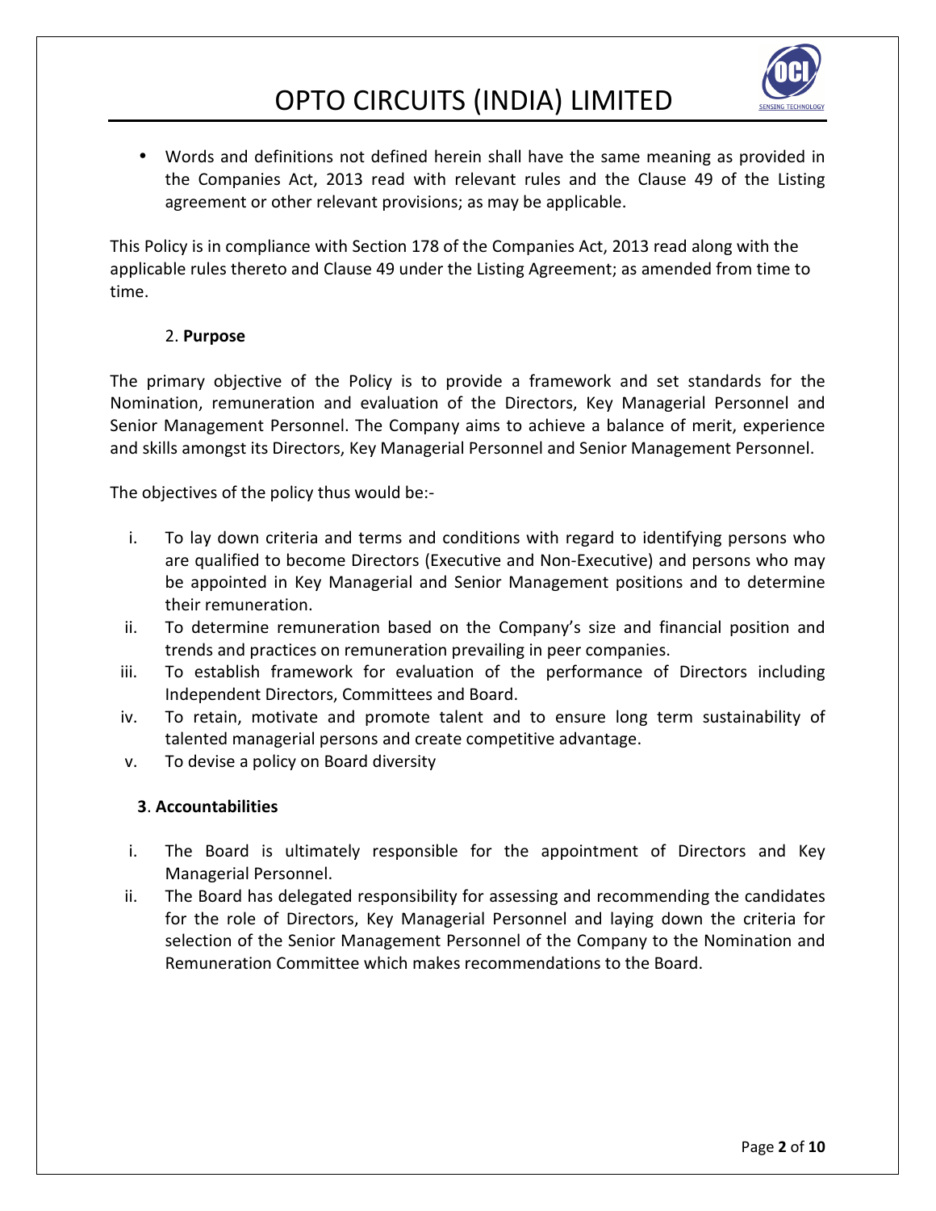- Words and definitions not defined herein shall have the same meaning as provided in the Companies Act, 2013 read with relevant rules and the Clause 49 of the Listing agreement or other relevant provisions; as may be applicable.

This Policy is in compliance with Section 178 of the Companies Act, 2013 read along with the applicable rules thereto and Clause 49 under the Listing Agreement; as amended from time to time.

## 2. **Purpose**

The primary objective of the Policy is to provide a framework and set standards for the Nomination, remuneration and evaluation of the Directors, Key Managerial Personnel and Senior Management Personnel. The Company aims to achieve a balance of merit, experience and skills amongst its Directors, Key Managerial Personnel and Senior Management Personnel.

The objectives of the policy thus would be:-

i. To lay down criteria and terms and conditions with regard to identifying persons who are qualified to become Directors (Executive and Non-Executive) and persons who may be appointed in Key Managerial and Senior Management positions and to determine their remuneration.
ii. To determine remuneration based on the Company's size and financial position and trends and practices on remuneration prevailing in peer companies.
iii. To establish framework for evaluation of the performance of Directors including Independent Directors, Committees and Board.
iv. To retain, motivate and promote talent and to ensure long term sustainability of talented managerial persons and create competitive advantage.
v. To devise a policy on Board diversity

## **3**. **Accountabilities**

i. The Board is ultimately responsible for the appointment of Directors and Key Managerial Personnel.
ii. The Board has delegated responsibility for assessing and recommending the candidates for the role of Directors, Key Managerial Personnel and laying down the criteria for selection of the Senior Management Personnel of the Company to the Nomination and Remuneration Committee which makes recommendations to the Board.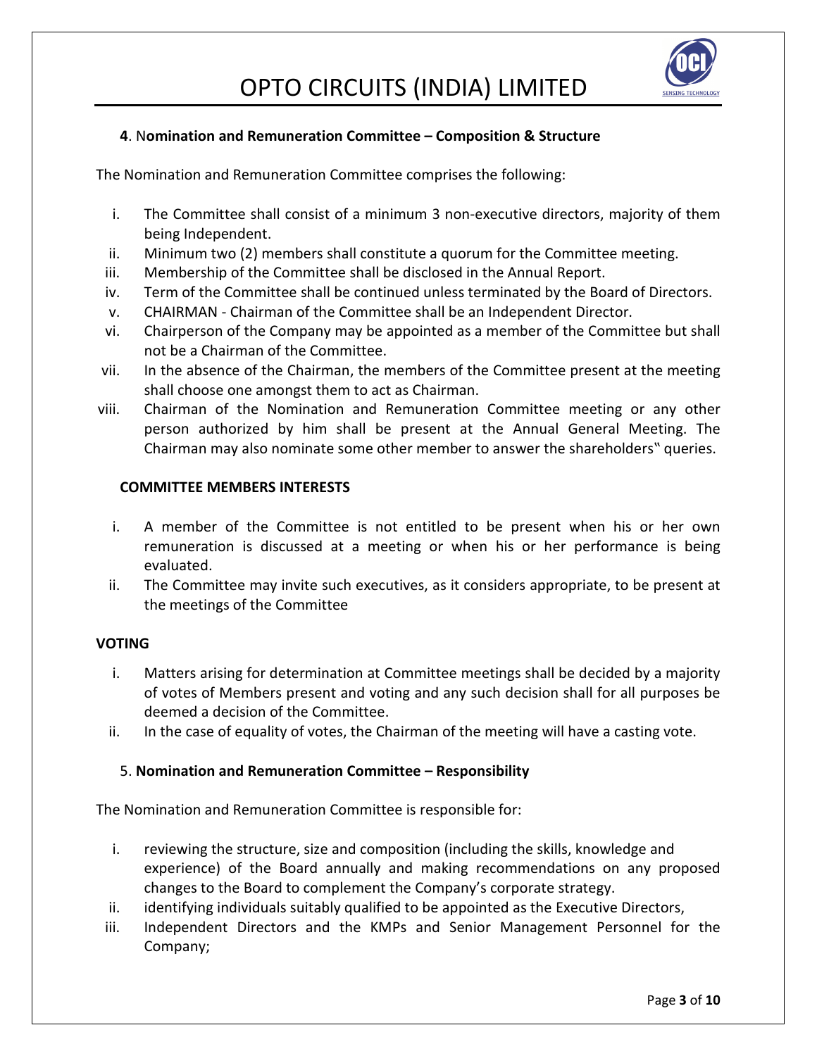### **4**. N**omination and Remuneration Committee – Composition & Structure**

The Nomination and Remuneration Committee comprises the following:

i. The Committee shall consist of a minimum 3 non-executive directors, majority of them being Independent.
ii. Minimum two (2) members shall constitute a quorum for the Committee meeting.
iii. Membership of the Committee shall be disclosed in the Annual Report.
iv. Term of the Committee shall be continued unless terminated by the Board of Directors.
v. CHAIRMAN - Chairman of the Committee shall be an Independent Director.
vi. Chairperson of the Company may be appointed as a member of the Committee but shall not be a Chairman of the Committee.
vii. In the absence of the Chairman, the members of the Committee present at the meeting shall choose one amongst them to act as Chairman.
viii. Chairman of the Nomination and Remuneration Committee meeting or any other person authorized by him shall be present at the Annual General Meeting. The Chairman may also nominate some other member to answer the shareholders‟ queries.

**COMMITTEE MEMBERS INTERESTS**

i. A member of the Committee is not entitled to be present when his or her own remuneration is discussed at a meeting or when his or her performance is being evaluated.
ii. The Committee may invite such executives, as it considers appropriate, to be present at the meetings of the Committee

**VOTING**

i. Matters arising for determination at Committee meetings shall be decided by a majority of votes of Members present and voting and any such decision shall for all purposes be deemed a decision of the Committee.
ii. In the case of equality of votes, the Chairman of the meeting will have a casting vote.

### 5. **Nomination and Remuneration Committee – Responsibility**

The Nomination and Remuneration Committee is responsible for:

i. reviewing the structure, size and composition (including the skills, knowledge and experience) of the Board annually and making recommendations on any proposed changes to the Board to complement the Company's corporate strategy.
ii. identifying individuals suitably qualified to be appointed as the Executive Directors,
iii. Independent Directors and the KMPs and Senior Management Personnel for the Company;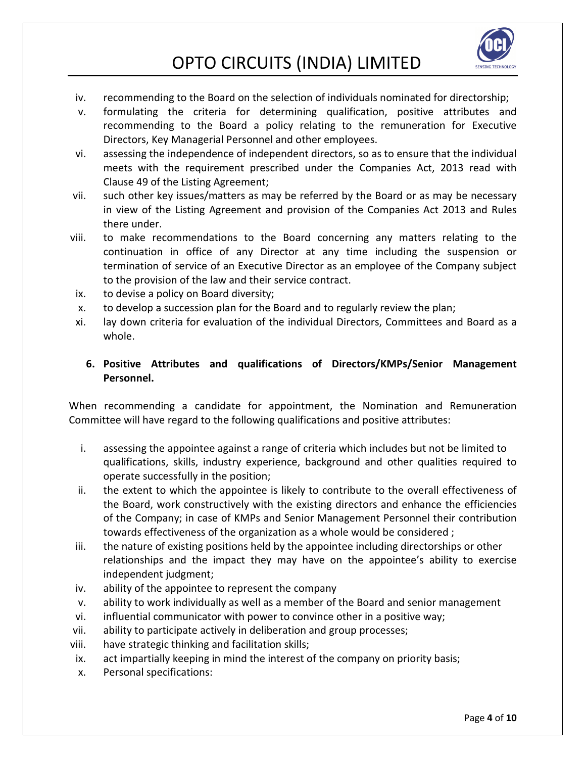iv. recommending to the Board on the selection of individuals nominated for directorship;
v. formulating the criteria for determining qualification, positive attributes and recommending to the Board a policy relating to the remuneration for Executive Directors, Key Managerial Personnel and other employees.
vi. assessing the independence of independent directors, so as to ensure that the individual meets with the requirement prescribed under the Companies Act, 2013 read with Clause 49 of the Listing Agreement;
vii. such other key issues/matters as may be referred by the Board or as may be necessary in view of the Listing Agreement and provision of the Companies Act 2013 and Rules there under.
viii. to make recommendations to the Board concerning any matters relating to the continuation in office of any Director at any time including the suspension or termination of service of an Executive Director as an employee of the Company subject to the provision of the law and their service contract.
ix. to devise a policy on Board diversity;
x. to develop a succession plan for the Board and to regularly review the plan;
xi. lay down criteria for evaluation of the individual Directors, Committees and Board as a whole.

**6. Positive Attributes and qualifications of Directors/KMPs/Senior Management Personnel.**

When recommending a candidate for appointment, the Nomination and Remuneration Committee will have regard to the following qualifications and positive attributes:

i. assessing the appointee against a range of criteria which includes but not be limited to qualifications, skills, industry experience, background and other qualities required to operate successfully in the position;
ii. the extent to which the appointee is likely to contribute to the overall effectiveness of the Board, work constructively with the existing directors and enhance the efficiencies of the Company; in case of KMPs and Senior Management Personnel their contribution towards effectiveness of the organization as a whole would be considered ;
iii. the nature of existing positions held by the appointee including directorships or other relationships and the impact they may have on the appointee's ability to exercise independent judgment;
iv. ability of the appointee to represent the company
v. ability to work individually as well as a member of the Board and senior management
vi. influential communicator with power to convince other in a positive way;
vii. ability to participate actively in deliberation and group processes;
viii. have strategic thinking and facilitation skills;
ix. act impartially keeping in mind the interest of the company on priority basis;
x. Personal specifications: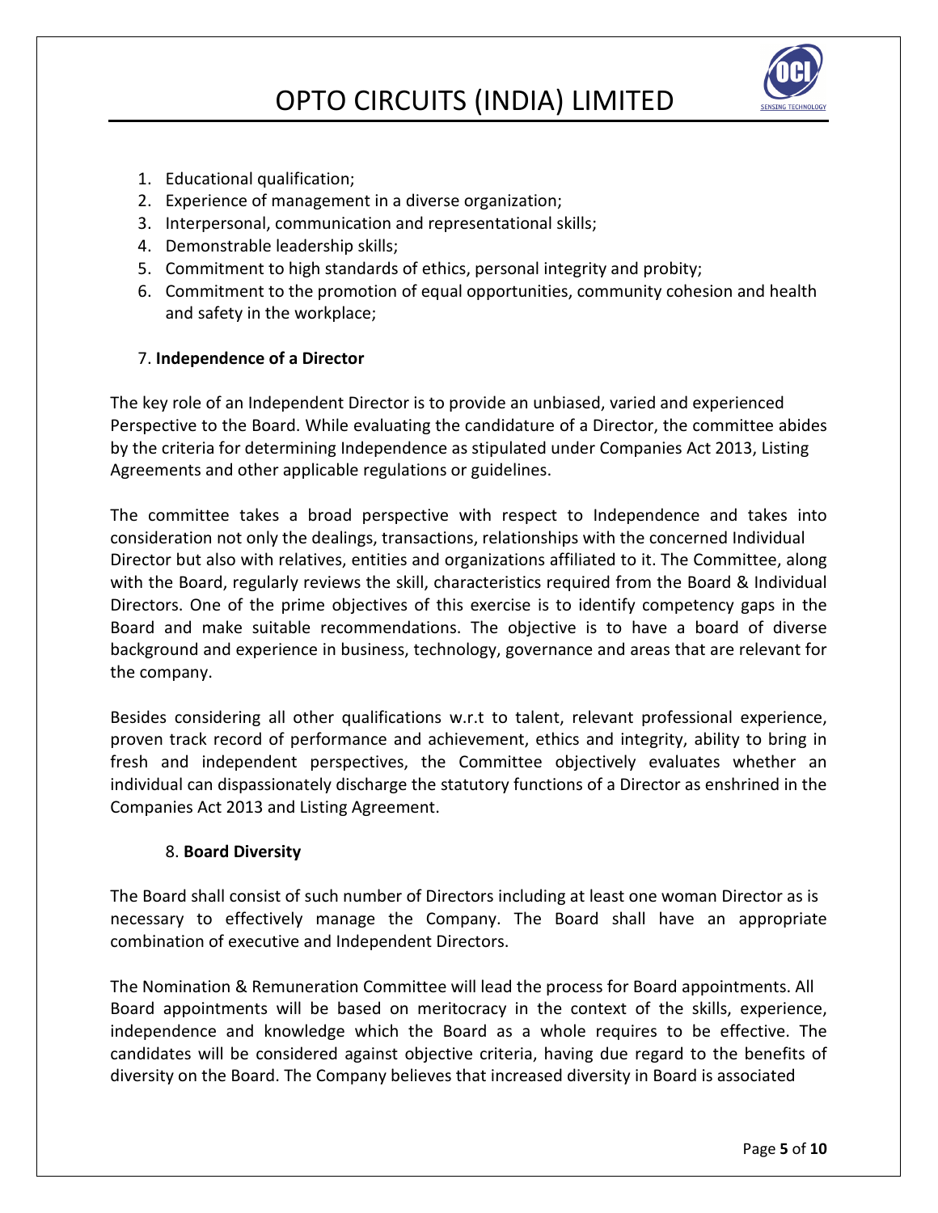1. Educational qualification;
2. Experience of management in a diverse organization;
3. Interpersonal, communication and representational skills;
4. Demonstrable leadership skills;
5. Commitment to high standards of ethics, personal integrity and probity;
6. Commitment to the promotion of equal opportunities, community cohesion and health and safety in the workplace;

7. **Independence of a Director**

The key role of an Independent Director is to provide an unbiased, varied and experienced Perspective to the Board. While evaluating the candidature of a Director, the committee abides by the criteria for determining Independence as stipulated under Companies Act 2013, Listing Agreements and other applicable regulations or guidelines.

The committee takes a broad perspective with respect to Independence and takes into consideration not only the dealings, transactions, relationships with the concerned Individual Director but also with relatives, entities and organizations affiliated to it. The Committee, along with the Board, regularly reviews the skill, characteristics required from the Board & Individual Directors. One of the prime objectives of this exercise is to identify competency gaps in the Board and make suitable recommendations. The objective is to have a board of diverse background and experience in business, technology, governance and areas that are relevant for the company.

Besides considering all other qualifications w.r.t to talent, relevant professional experience, proven track record of performance and achievement, ethics and integrity, ability to bring in fresh and independent perspectives, the Committee objectively evaluates whether an individual can dispassionately discharge the statutory functions of a Director as enshrined in the Companies Act 2013 and Listing Agreement.

8. **Board Diversity**

The Board shall consist of such number of Directors including at least one woman Director as is necessary to effectively manage the Company. The Board shall have an appropriate combination of executive and Independent Directors.

The Nomination & Remuneration Committee will lead the process for Board appointments. All Board appointments will be based on meritocracy in the context of the skills, experience, independence and knowledge which the Board as a whole requires to be effective. The candidates will be considered against objective criteria, having due regard to the benefits of diversity on the Board. The Company believes that increased diversity in Board is associated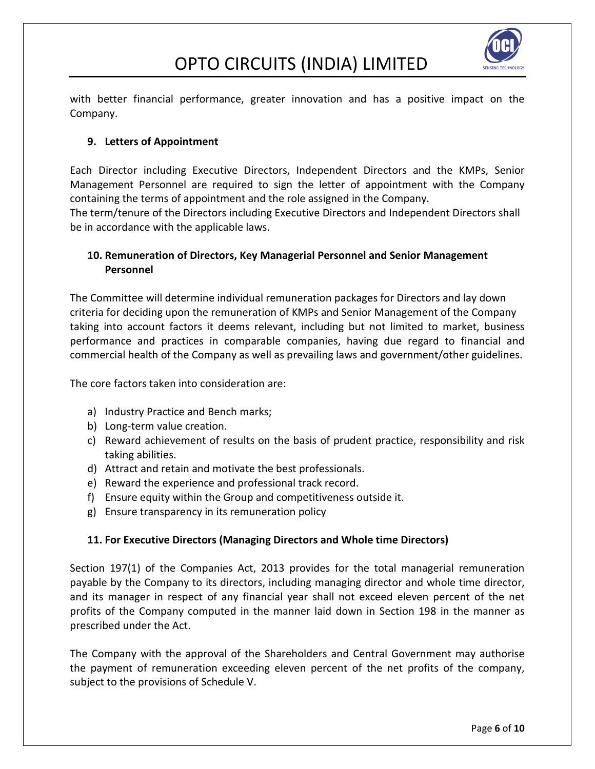with better financial performance, greater innovation and has a positive impact on the Company.

### 9. Letters of Appointment

Each Director including Executive Directors, Independent Directors and the KMPs, Senior Management Personnel are required to sign the letter of appointment with the Company containing the terms of appointment and the role assigned in the Company.
The term/tenure of the Directors including Executive Directors and Independent Directors shall be in accordance with the applicable laws.

### 10. Remuneration of Directors, Key Managerial Personnel and Senior Management Personnel

The Committee will determine individual remuneration packages for Directors and lay down criteria for deciding upon the remuneration of KMPs and Senior Management of the Company taking into account factors it deems relevant, including but not limited to market, business performance and practices in comparable companies, having due regard to financial and commercial health of the Company as well as prevailing laws and government/other guidelines.

The core factors taken into consideration are:

a) Industry Practice and Bench marks;
b) Long-term value creation.
c) Reward achievement of results on the basis of prudent practice, responsibility and risk taking abilities.
d) Attract and retain and motivate the best professionals.
e) Reward the experience and professional track record.
f) Ensure equity within the Group and competitiveness outside it.
g) Ensure transparency in its remuneration policy

### 11. For Executive Directors (Managing Directors and Whole time Directors)

Section 197(1) of the Companies Act, 2013 provides for the total managerial remuneration payable by the Company to its directors, including managing director and whole time director, and its manager in respect of any financial year shall not exceed eleven percent of the net profits of the Company computed in the manner laid down in Section 198 in the manner as prescribed under the Act.

The Company with the approval of the Shareholders and Central Government may authorise the payment of remuneration exceeding eleven percent of the net profits of the company, subject to the provisions of Schedule V.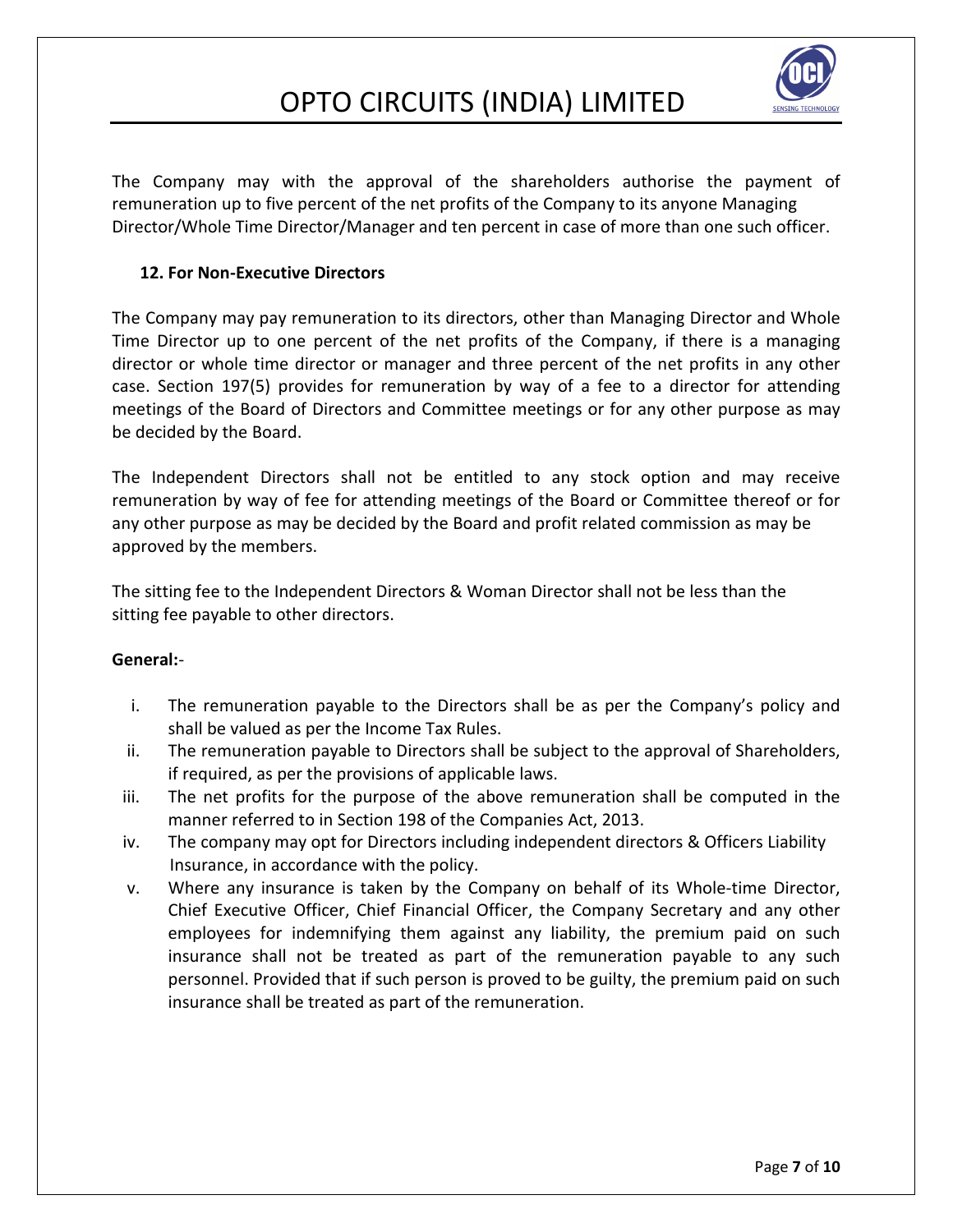The Company may with the approval of the shareholders authorise the payment of remuneration up to five percent of the net profits of the Company to its anyone Managing Director/Whole Time Director/Manager and ten percent in case of more than one such officer.

### 12. For Non-Executive Directors

The Company may pay remuneration to its directors, other than Managing Director and Whole Time Director up to one percent of the net profits of the Company, if there is a managing director or whole time director or manager and three percent of the net profits in any other case. Section 197(5) provides for remuneration by way of a fee to a director for attending meetings of the Board of Directors and Committee meetings or for any other purpose as may be decided by the Board.

The Independent Directors shall not be entitled to any stock option and may receive remuneration by way of fee for attending meetings of the Board or Committee thereof or for any other purpose as may be decided by the Board and profit related commission as may be approved by the members.

The sitting fee to the Independent Directors & Woman Director shall not be less than the sitting fee payable to other directors.

**General:**-

i. The remuneration payable to the Directors shall be as per the Company's policy and shall be valued as per the Income Tax Rules.
ii. The remuneration payable to Directors shall be subject to the approval of Shareholders, if required, as per the provisions of applicable laws.
iii. The net profits for the purpose of the above remuneration shall be computed in the manner referred to in Section 198 of the Companies Act, 2013.
iv. The company may opt for Directors including independent directors & Officers Liability Insurance, in accordance with the policy.
v. Where any insurance is taken by the Company on behalf of its Whole-time Director, Chief Executive Officer, Chief Financial Officer, the Company Secretary and any other employees for indemnifying them against any liability, the premium paid on such insurance shall not be treated as part of the remuneration payable to any such personnel. Provided that if such person is proved to be guilty, the premium paid on such insurance shall be treated as part of the remuneration.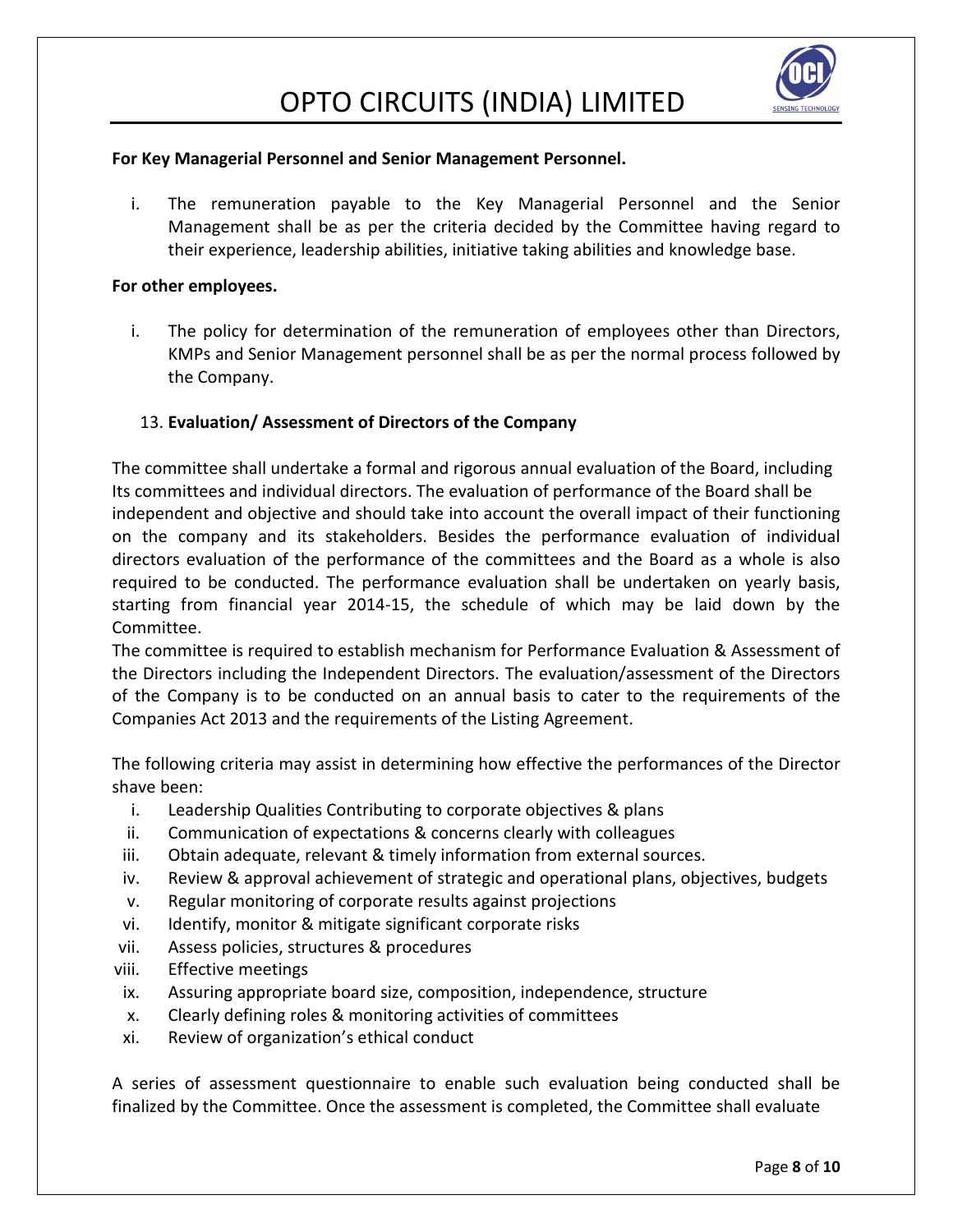**For Key Managerial Personnel and Senior Management Personnel.**

i. The remuneration payable to the Key Managerial Personnel and the Senior Management shall be as per the criteria decided by the Committee having regard to their experience, leadership abilities, initiative taking abilities and knowledge base.

**For other employees.**

i. The policy for determination of the remuneration of employees other than Directors, KMPs and Senior Management personnel shall be as per the normal process followed by the Company.

13. **Evaluation/ Assessment of Directors of the Company**

The committee shall undertake a formal and rigorous annual evaluation of the Board, including Its committees and individual directors. The evaluation of performance of the Board shall be independent and objective and should take into account the overall impact of their functioning on the company and its stakeholders. Besides the performance evaluation of individual directors evaluation of the performance of the committees and the Board as a whole is also required to be conducted. The performance evaluation shall be undertaken on yearly basis, starting from financial year 2014-15, the schedule of which may be laid down by the Committee.

The committee is required to establish mechanism for Performance Evaluation & Assessment of the Directors including the Independent Directors. The evaluation/assessment of the Directors of the Company is to be conducted on an annual basis to cater to the requirements of the Companies Act 2013 and the requirements of the Listing Agreement.

The following criteria may assist in determining how effective the performances of the Director shave been:

i. Leadership Qualities Contributing to corporate objectives & plans
ii. Communication of expectations & concerns clearly with colleagues
iii. Obtain adequate, relevant & timely information from external sources.
iv. Review & approval achievement of strategic and operational plans, objectives, budgets
v. Regular monitoring of corporate results against projections
vi. Identify, monitor & mitigate significant corporate risks
vii. Assess policies, structures & procedures
viii. Effective meetings
ix. Assuring appropriate board size, composition, independence, structure
x. Clearly defining roles & monitoring activities of committees
xi. Review of organization's ethical conduct

A series of assessment questionnaire to enable such evaluation being conducted shall be finalized by the Committee. Once the assessment is completed, the Committee shall evaluate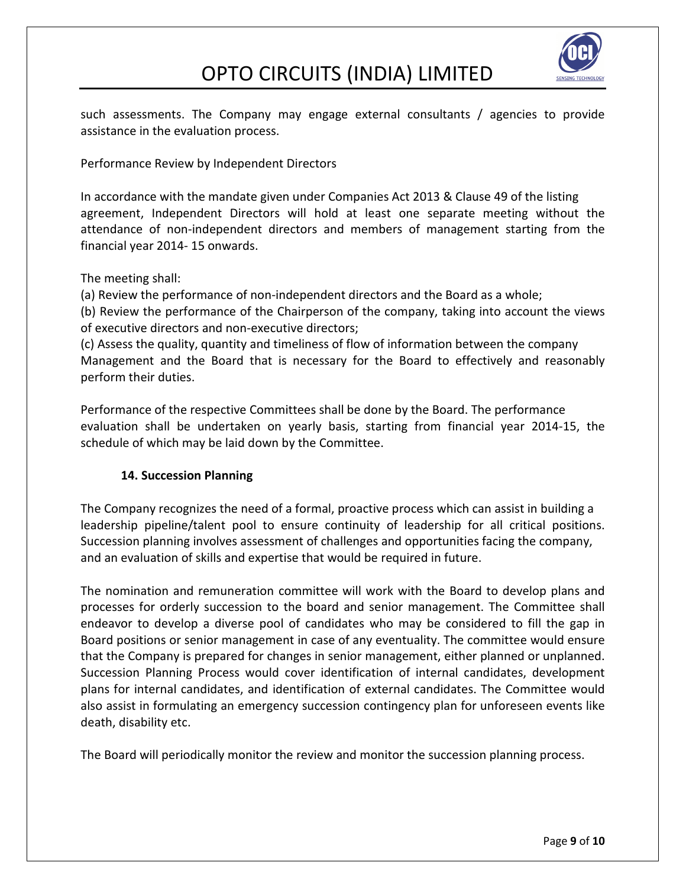such assessments. The Company may engage external consultants / agencies to provide assistance in the evaluation process.

Performance Review by Independent Directors

In accordance with the mandate given under Companies Act 2013 & Clause 49 of the listing agreement, Independent Directors will hold at least one separate meeting without the attendance of non-independent directors and members of management starting from the financial year 2014- 15 onwards.

The meeting shall:

(a) Review the performance of non-independent directors and the Board as a whole;

(b) Review the performance of the Chairperson of the company, taking into account the views of executive directors and non-executive directors;

(c) Assess the quality, quantity and timeliness of flow of information between the company Management and the Board that is necessary for the Board to effectively and reasonably perform their duties.

Performance of the respective Committees shall be done by the Board. The performance evaluation shall be undertaken on yearly basis, starting from financial year 2014-15, the schedule of which may be laid down by the Committee.

**14. Succession Planning**

The Company recognizes the need of a formal, proactive process which can assist in building a leadership pipeline/talent pool to ensure continuity of leadership for all critical positions. Succession planning involves assessment of challenges and opportunities facing the company, and an evaluation of skills and expertise that would be required in future.

The nomination and remuneration committee will work with the Board to develop plans and processes for orderly succession to the board and senior management. The Committee shall endeavor to develop a diverse pool of candidates who may be considered to fill the gap in Board positions or senior management in case of any eventuality. The committee would ensure that the Company is prepared for changes in senior management, either planned or unplanned. Succession Planning Process would cover identification of internal candidates, development plans for internal candidates, and identification of external candidates. The Committee would also assist in formulating an emergency succession contingency plan for unforeseen events like death, disability etc.

The Board will periodically monitor the review and monitor the succession planning process.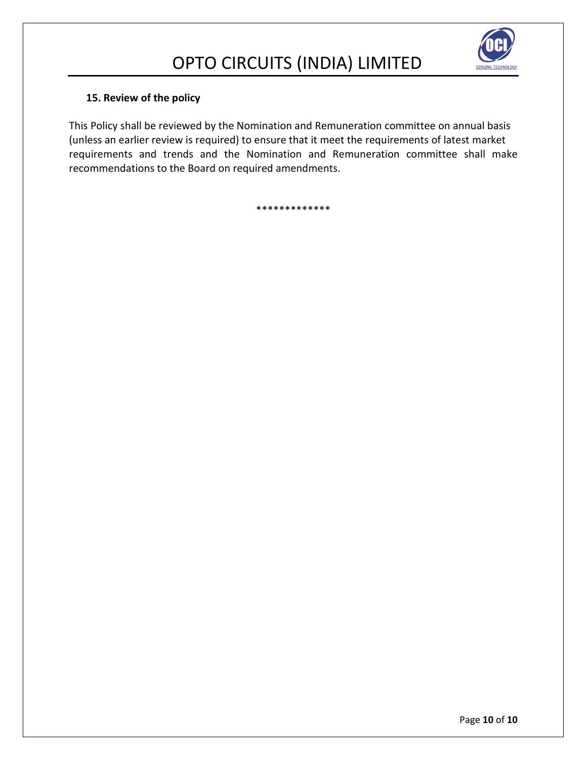### 15. Review of the policy

This Policy shall be reviewed by the Nomination and Remuneration committee on annual basis (unless an earlier review is required) to ensure that it meet the requirements of latest market requirements and trends and the Nomination and Remuneration committee shall make recommendations to the Board on required amendments.

*************